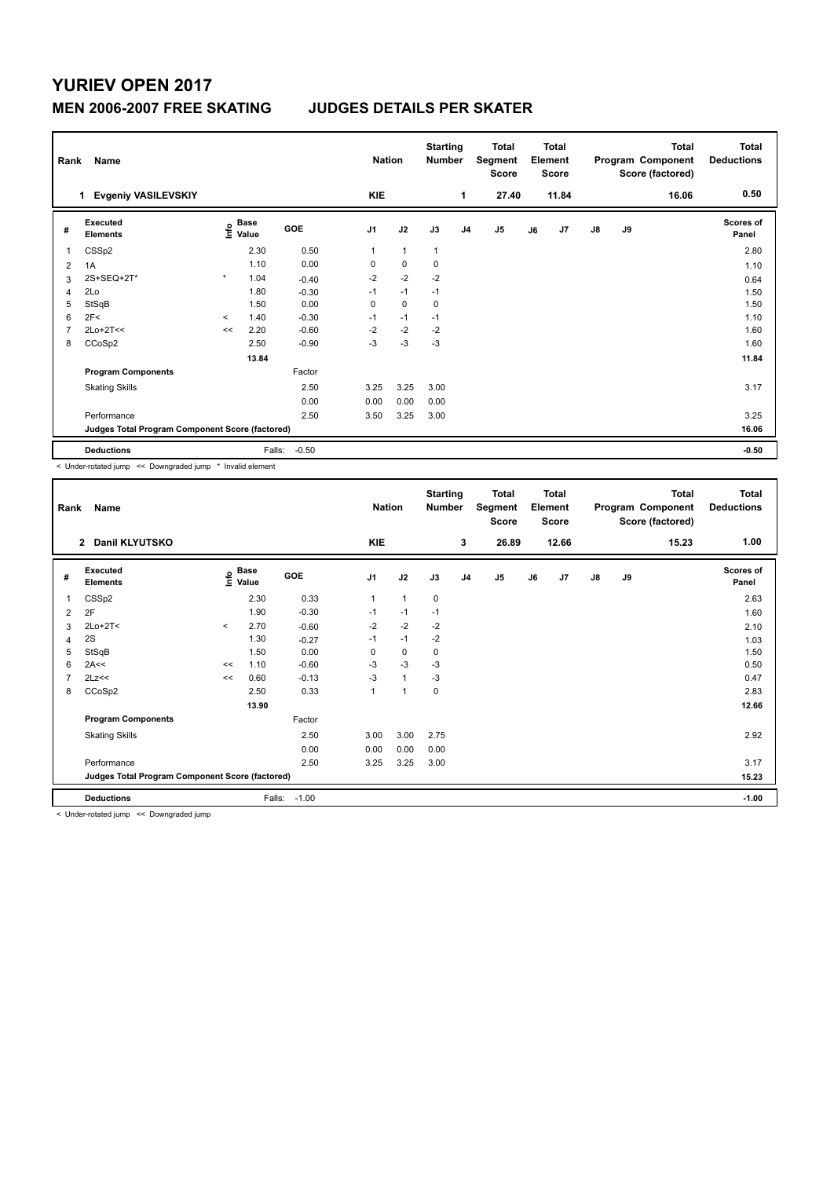# YURIEV OPEN 2017

## MEN 2006-2007 FREE SKATING JUDGES DETAILS PER SKATER

| Rank | Name | Nation | Starting Number | Total Segment Score | Total Element Score | Total Program Component Score (factored) | Total Deductions |
|---|---|---|---|---|---|---|---|
| 1 | Evgeniy VASILEVSKIY | KIE | 1 | 27.40 | 11.84 | 16.06 | 0.50 |

| # | Executed Elements | Info | Base Value | GOE | J1 | J2 | J3 | J4 | J5 | J6 | J7 | J8 | J9 | Scores of Panel |
|---|---|---|---|---|---|---|---|---|---|---|---|---|---|---|
| 1 | CSSp2 | | 2.30 | 0.50 | 1 | 1 | 1 | | | | | | | 2.80 |
| 2 | 1A | | 1.10 | 0.00 | 0 | 0 | 0 | | | | | | | 1.10 |
| 3 | 2S+SEQ+2T* | * | 1.04 | -0.40 | -2 | -2 | -2 | | | | | | | 0.64 |
| 4 | 2Lo | | 1.80 | -0.30 | -1 | -1 | -1 | | | | | | | 1.50 |
| 5 | StSqB | | 1.50 | 0.00 | 0 | 0 | 0 | | | | | | | 1.50 |
| 6 | 2F< | < | 1.40 | -0.30 | -1 | -1 | -1 | | | | | | | 1.10 |
| 7 | 2Lo+2T<< | << | 2.20 | -0.60 | -2 | -2 | -2 | | | | | | | 1.60 |
| 8 | CCoSp2 | | 2.50 | -0.90 | -3 | -3 | -3 | | | | | | | 1.60 |
| | | | 13.84 | | | | | | | | | | | 11.84 |
| | Program Components | | | Factor | | | | | | | | | | |
| | Skating Skills | | | 2.50 | 3.25 | 3.25 | 3.00 | | | | | | | 3.17 |
| | | | | 0.00 | 0.00 | 0.00 | 0.00 | | | | | | | |
| | Performance | | | 2.50 | 3.50 | 3.25 | 3.00 | | | | | | | 3.25 |
| | Judges Total Program Component Score (factored) | | | | | | | | | | | | | 16.06 |
| | Deductions | | | Falls: -0.50 | | | | | | | | | | -0.50 |

< Under-rotated jump << Downgraded jump * Invalid element

| Rank | Name | Nation | Starting Number | Total Segment Score | Total Element Score | Total Program Component Score (factored) | Total Deductions |
|---|---|---|---|---|---|---|---|
| 2 | Danil KLYUTSKO | KIE | 3 | 26.89 | 12.66 | 15.23 | 1.00 |

| # | Executed Elements | Info | Base Value | GOE | J1 | J2 | J3 | J4 | J5 | J6 | J7 | J8 | J9 | Scores of Panel |
|---|---|---|---|---|---|---|---|---|---|---|---|---|---|---|
| 1 | CSSp2 | | 2.30 | 0.33 | 1 | 1 | 0 | | | | | | | 2.63 |
| 2 | 2F | | 1.90 | -0.30 | -1 | -1 | -1 | | | | | | | 1.60 |
| 3 | 2Lo+2T< | < | 2.70 | -0.60 | -2 | -2 | -2 | | | | | | | 2.10 |
| 4 | 2S | | 1.30 | -0.27 | -1 | -1 | -2 | | | | | | | 1.03 |
| 5 | StSqB | | 1.50 | 0.00 | 0 | 0 | 0 | | | | | | | 1.50 |
| 6 | 2A<< | << | 1.10 | -0.60 | -3 | -3 | -3 | | | | | | | 0.50 |
| 7 | 2Lz<< | << | 0.60 | -0.13 | -3 | 1 | -3 | | | | | | | 0.47 |
| 8 | CCoSp2 | | 2.50 | 0.33 | 1 | 1 | 0 | | | | | | | 2.83 |
| | | | 13.90 | | | | | | | | | | | 12.66 |
| | Program Components | | | Factor | | | | | | | | | | |
| | Skating Skills | | | 2.50 | 3.00 | 3.00 | 2.75 | | | | | | | 2.92 |
| | | | | 0.00 | 0.00 | 0.00 | 0.00 | | | | | | | |
| | Performance | | | 2.50 | 3.25 | 3.25 | 3.00 | | | | | | | 3.17 |
| | Judges Total Program Component Score (factored) | | | | | | | | | | | | | 15.23 |
| | Deductions | | | Falls: -1.00 | | | | | | | | | | -1.00 |

< Under-rotated jump << Downgraded jump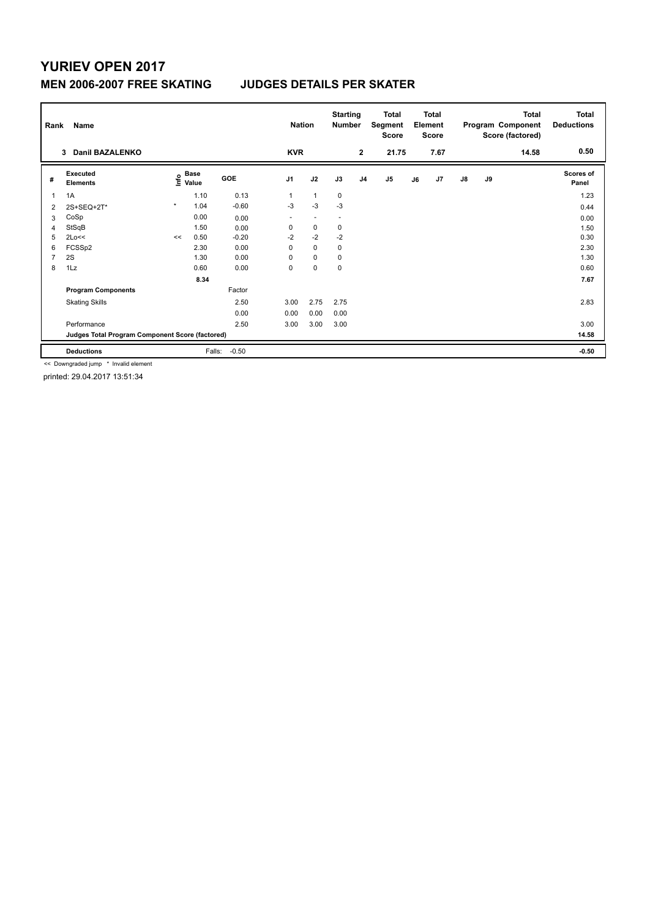# YURIEV OPEN 2017

## MEN 2006-2007 FREE SKATING JUDGES DETAILS PER SKATER

| Rank | Name | Nation | Starting Number | Total Segment Score | Total Element Score | Total Program Component Score (factored) | Total Deductions |
|---|---|---|---|---|---|---|---|
| 3 | Danil BAZALENKO | KVR | 2 | 21.75 | 7.67 | 14.58 | 0.50 |

| # | Executed Elements | Info | Base Value | GOE | J1 | J2 | J3 | J4 | J5 | J6 | J7 | J8 | J9 | Scores of Panel |
|---|---|---|---|---|---|---|---|---|---|---|---|---|---|---|
| 1 | 1A | | 1.10 | 0.13 | 1 | 1 | 0 | | | | | | | 1.23 |
| 2 | 2S+SEQ+2T* | * | 1.04 | -0.60 | -3 | -3 | -3 | | | | | | | 0.44 |
| 3 | CoSp | | 0.00 | 0.00 | - | - | - | | | | | | | 0.00 |
| 4 | StSqB | | 1.50 | 0.00 | 0 | 0 | 0 | | | | | | | 1.50 |
| 5 | 2Lo<< | << | 0.50 | -0.20 | -2 | -2 | -2 | | | | | | | 0.30 |
| 6 | FCSSp2 | | 2.30 | 0.00 | 0 | 0 | 0 | | | | | | | 2.30 |
| 7 | 2S | | 1.30 | 0.00 | 0 | 0 | 0 | | | | | | | 1.30 |
| 8 | 1Lz | | 0.60 | 0.00 | 0 | 0 | 0 | | | | | | | 0.60 |
| | | | 8.34 | | | | | | | | | | | 7.67 |
| | **Program Components** | | | Factor | | | | | | | | | | |
| | Skating Skills | | | 2.50 | 3.00 | 2.75 | 2.75 | | | | | | | 2.83 |
| | | | | 0.00 | 0.00 | 0.00 | 0.00 | | | | | | | |
| | Performance | | | 2.50 | 3.00 | 3.00 | 3.00 | | | | | | | 3.00 |
| | **Judges Total Program Component Score (factored)** | | | | | | | | | | | | | 14.58 |
| | **Deductions** | | Falls: | -0.50 | | | | | | | | | | -0.50 |

<< Downgraded jump * Invalid element

printed: 29.04.2017 13:51:34